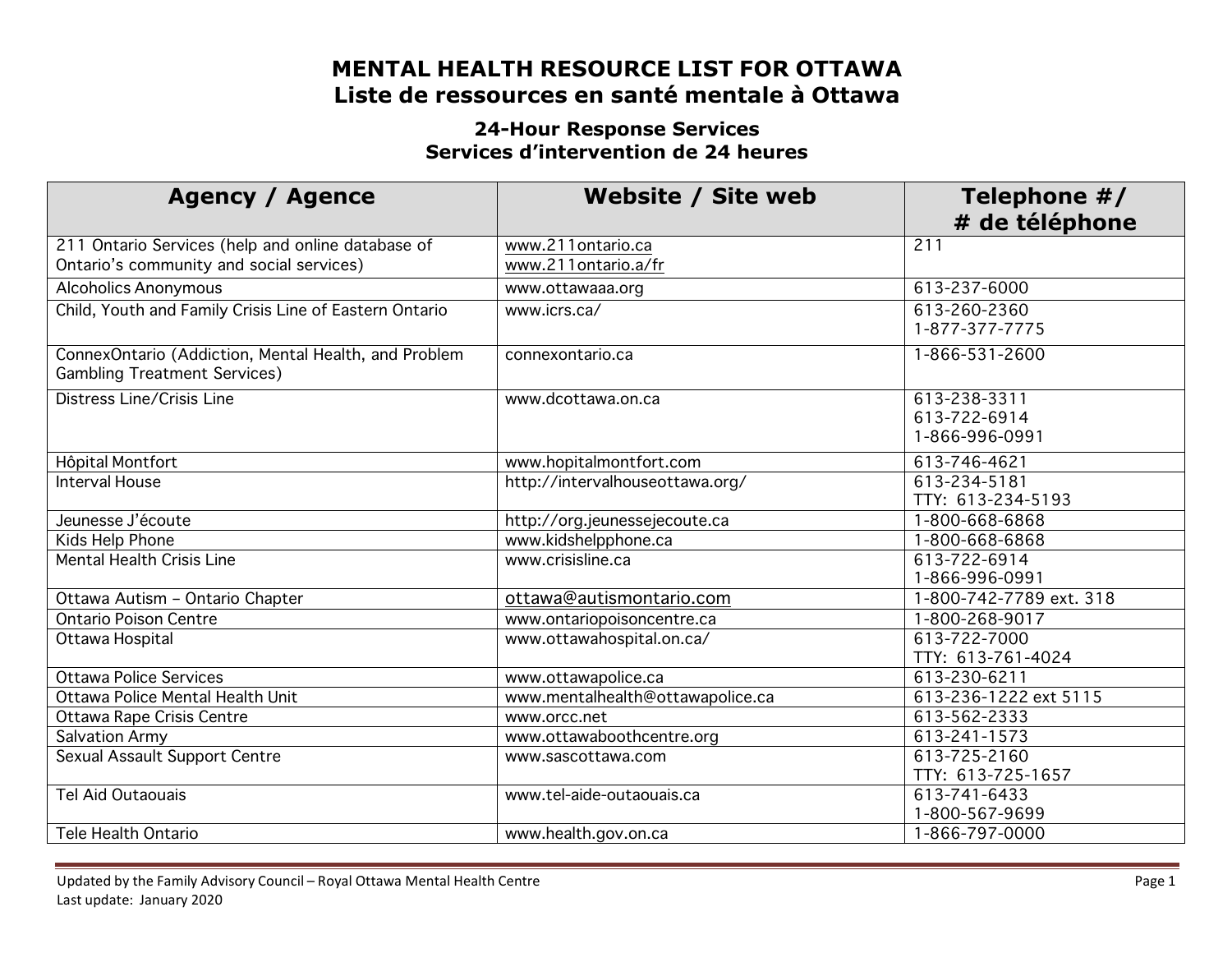# MENTAL HEALTH RESOURCE LIST FOR OTTAWA
# Liste de ressources en santé mentale à Ottawa

## 24-Hour Response Services
## Services d'intervention de 24 heures

| Agency / Agence | Website / Site web | Telephone #/ # de téléphone |
|---|---|---|
| 211 Ontario Services (help and online database of Ontario's community and social services) | www.211ontario.ca<br>www.211ontario.a/fr | 211 |
| Alcoholics Anonymous | www.ottawaaa.org | 613-237-6000 |
| Child, Youth and Family Crisis Line of Eastern Ontario | www.icrs.ca/ | 613-260-2360<br>1-877-377-7775 |
| ConnexOntario (Addiction, Mental Health, and Problem Gambling Treatment Services) | connexontario.ca | 1-866-531-2600 |
| Distress Line/Crisis Line | www.dcottawa.on.ca | 613-238-3311<br>613-722-6914<br>1-866-996-0991 |
| Hôpital Montfort | www.hopitalmontfort.com | 613-746-4621 |
| Interval House | http://intervalhouseottawa.org/ | 613-234-5181<br>TTY: 613-234-5193 |
| Jeunesse J'écoute | http://org.jeunessejecoute.ca | 1-800-668-6868 |
| Kids Help Phone | www.kidshelpphone.ca | 1-800-668-6868 |
| Mental Health Crisis Line | www.crisisline.ca | 613-722-6914<br>1-866-996-0991 |
| Ottawa Autism – Ontario Chapter | ottawa@autismontario.com | 1-800-742-7789 ext. 318 |
| Ontario Poison Centre | www.ontariopoisoncentre.ca | 1-800-268-9017 |
| Ottawa Hospital | www.ottawahospital.on.ca/ | 613-722-7000<br>TTY: 613-761-4024 |
| Ottawa Police Services | www.ottawapolice.ca | 613-230-6211 |
| Ottawa Police Mental Health Unit | www.mentalhealth@ottawapolice.ca | 613-236-1222 ext 5115 |
| Ottawa Rape Crisis Centre | www.orcc.net | 613-562-2333 |
| Salvation Army | www.ottawaboothcentre.org | 613-241-1573 |
| Sexual Assault Support Centre | www.sascottawa.com | 613-725-2160<br>TTY: 613-725-1657 |
| Tel Aid Outaouais | www.tel-aide-outaouais.ca | 613-741-6433<br>1-800-567-9699 |
| Tele Health Ontario | www.health.gov.on.ca | 1-866-797-0000 |

Updated by the Family Advisory Council – Royal Ottawa Mental Health Centre
Last update: January 2020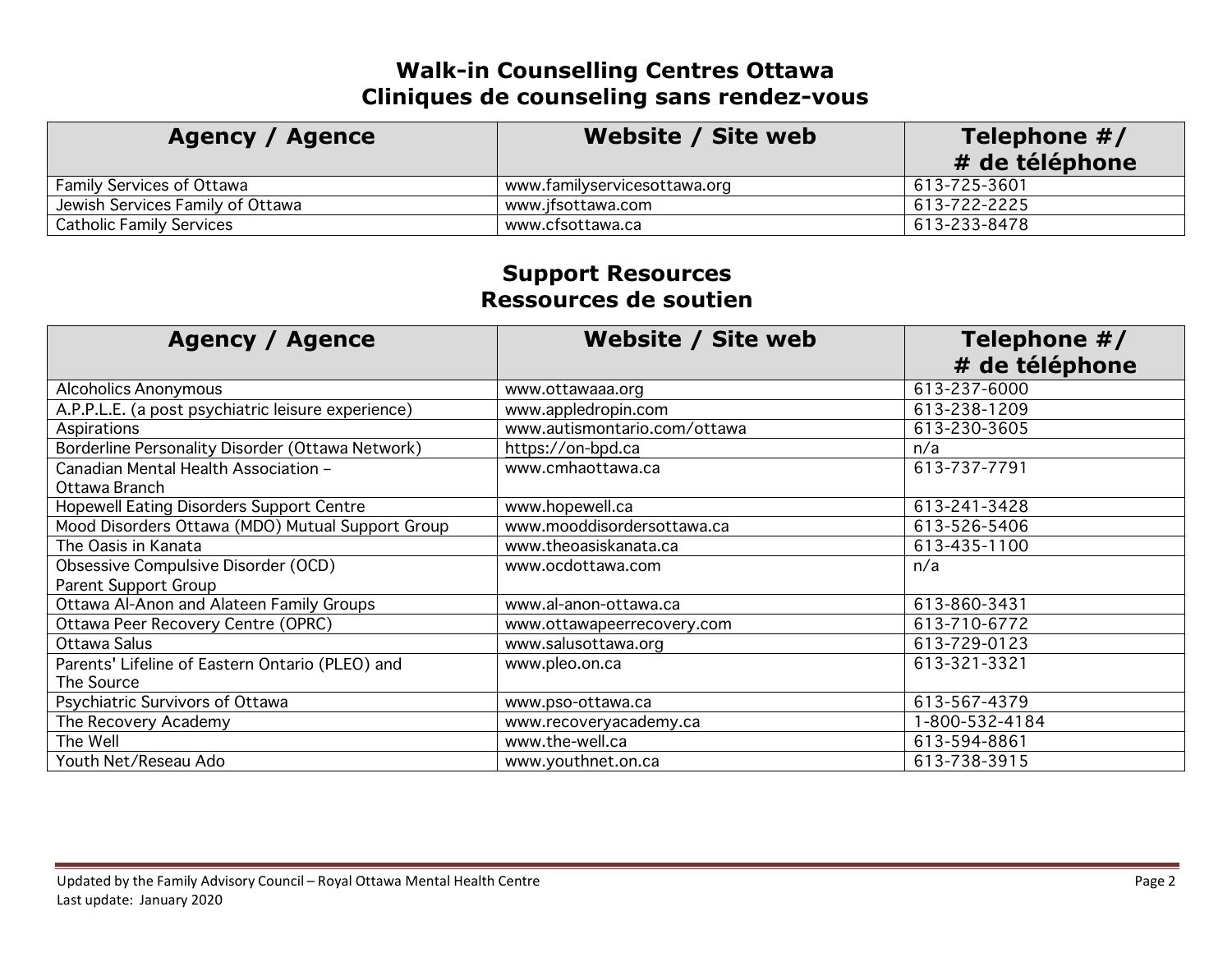## Walk-in Counselling Centres Ottawa
## Cliniques de counseling sans rendez-vous

| Agency / Agence | Website / Site web | Telephone #/ # de téléphone |
| --- | --- | --- |
| Family Services of Ottawa | www.familyservicesottawa.org | 613-725-3601 |
| Jewish Services Family of Ottawa | www.jfsottawa.com | 613-722-2225 |
| Catholic Family Services | www.cfsottawa.ca | 613-233-8478 |

## Support Resources
## Ressources de soutien

| Agency / Agence | Website / Site web | Telephone #/ # de téléphone |
| --- | --- | --- |
| Alcoholics Anonymous | www.ottawaaa.org | 613-237-6000 |
| A.P.P.L.E. (a post psychiatric leisure experience) | www.appledropin.com | 613-238-1209 |
| Aspirations | www.autismontario.com/ottawa | 613-230-3605 |
| Borderline Personality Disorder (Ottawa Network) | https://on-bpd.ca | n/a |
| Canadian Mental Health Association – Ottawa Branch | www.cmhaottawa.ca | 613-737-7791 |
| Hopewell Eating Disorders Support Centre | www.hopewell.ca | 613-241-3428 |
| Mood Disorders Ottawa (MDO) Mutual Support Group | www.mooddisordersottawa.ca | 613-526-5406 |
| The Oasis in Kanata | www.theoasiskanata.ca | 613-435-1100 |
| Obsessive Compulsive Disorder (OCD) Parent Support Group | www.ocdottawa.com | n/a |
| Ottawa Al-Anon and Alateen Family Groups | www.al-anon-ottawa.ca | 613-860-3431 |
| Ottawa Peer Recovery Centre (OPRC) | www.ottawapeerrecovery.com | 613-710-6772 |
| Ottawa Salus | www.salusottawa.org | 613-729-0123 |
| Parents' Lifeline of Eastern Ontario (PLEO) and The Source | www.pleo.on.ca | 613-321-3321 |
| Psychiatric Survivors of Ottawa | www.pso-ottawa.ca | 613-567-4379 |
| The Recovery Academy | www.recoveryacademy.ca | 1-800-532-4184 |
| The Well | www.the-well.ca | 613-594-8861 |
| Youth Net/Reseau Ado | www.youthnet.on.ca | 613-738-3915 |

Updated by the Family Advisory Council – Royal Ottawa Mental Health Centre
Last update: January 2020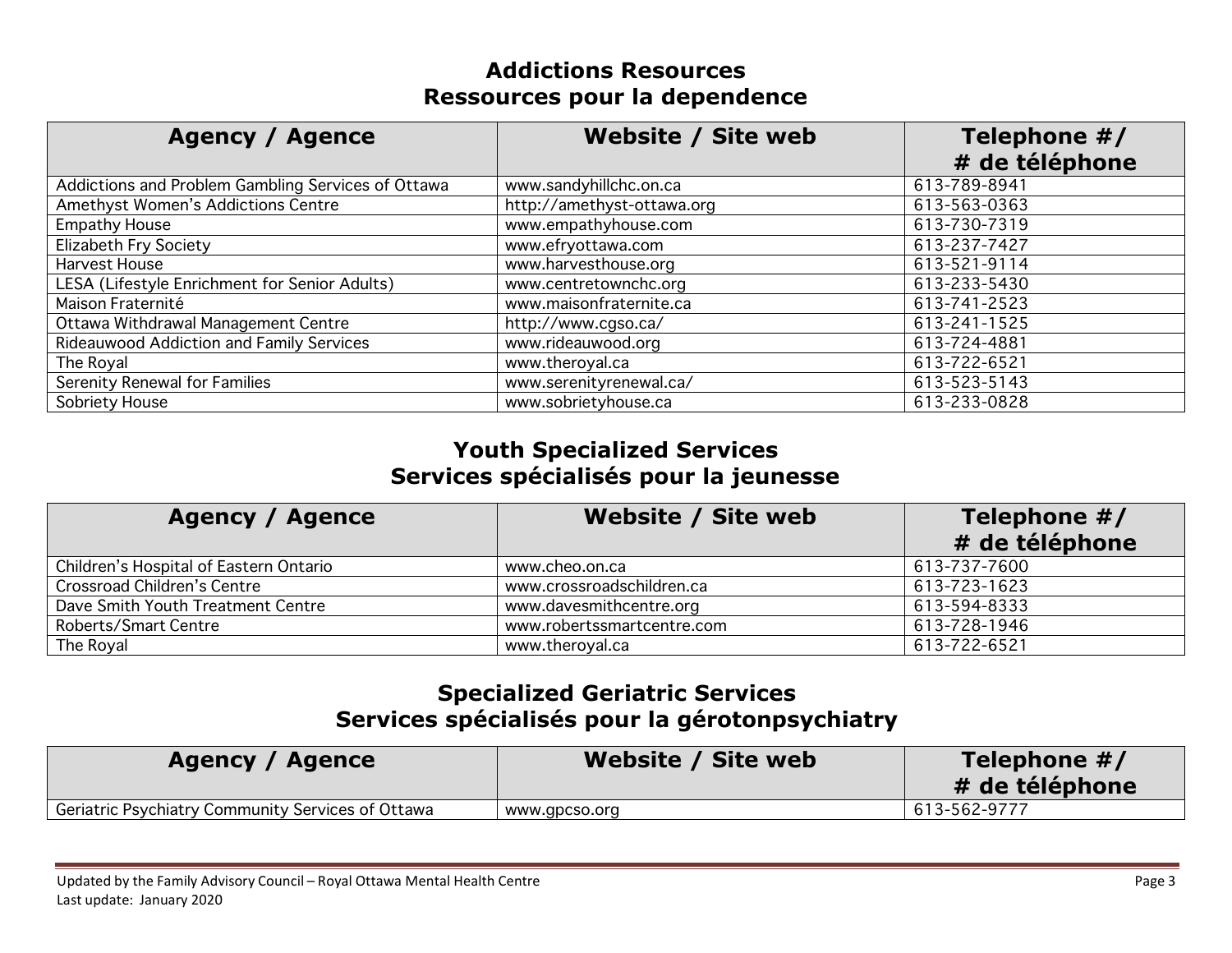## Addictions Resources
## Ressources pour la dependence

| Agency / Agence | Website / Site web | Telephone #/ # de téléphone |
|---|---|---|
| Addictions and Problem Gambling Services of Ottawa | www.sandyhillchc.on.ca | 613-789-8941 |
| Amethyst Women's Addictions Centre | http://amethyst-ottawa.org | 613-563-0363 |
| Empathy House | www.empathyhouse.com | 613-730-7319 |
| Elizabeth Fry Society | www.efryottawa.com | 613-237-7427 |
| Harvest House | www.harvesthouse.org | 613-521-9114 |
| LESA (Lifestyle Enrichment for Senior Adults) | www.centretownchc.org | 613-233-5430 |
| Maison Fraternité | www.maisonfraternite.ca | 613-741-2523 |
| Ottawa Withdrawal Management Centre | http://www.cgso.ca/ | 613-241-1525 |
| Rideauwood Addiction and Family Services | www.rideauwood.org | 613-724-4881 |
| The Royal | www.theroyal.ca | 613-722-6521 |
| Serenity Renewal for Families | www.serenityrenewal.ca/ | 613-523-5143 |
| Sobriety House | www.sobrietyhouse.ca | 613-233-0828 |

## Youth Specialized Services
## Services spécialisés pour la jeunesse

| Agency / Agence | Website / Site web | Telephone #/ # de téléphone |
|---|---|---|
| Children's Hospital of Eastern Ontario | www.cheo.on.ca | 613-737-7600 |
| Crossroad Children's Centre | www.crossroadschildren.ca | 613-723-1623 |
| Dave Smith Youth Treatment Centre | www.davesmithcentre.org | 613-594-8333 |
| Roberts/Smart Centre | www.robertssmartcentre.com | 613-728-1946 |
| The Royal | www.theroyal.ca | 613-722-6521 |

## Specialized Geriatric Services
## Services spécialisés pour la gérotonpsychiatry

| Agency / Agence | Website / Site web | Telephone #/ # de téléphone |
|---|---|---|
| Geriatric Psychiatry Community Services of Ottawa | www.gpcso.org | 613-562-9777 |

Updated by the Family Advisory Council – Royal Ottawa Mental Health Centre
Last update: January 2020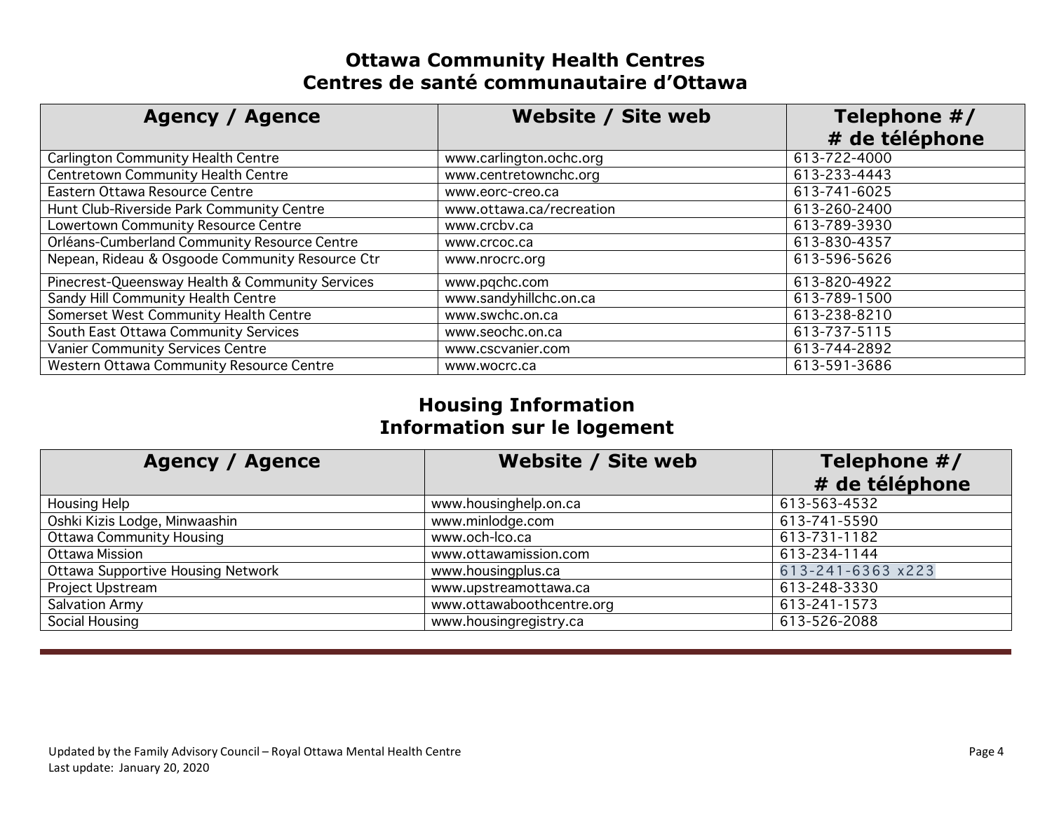## Ottawa Community Health Centres
## Centres de santé communautaire d'Ottawa

| Agency / Agence | Website / Site web | Telephone #/ # de téléphone |
|---|---|---|
| Carlington Community Health Centre | www.carlington.ochc.org | 613-722-4000 |
| Centretown Community Health Centre | www.centretownchc.org | 613-233-4443 |
| Eastern Ottawa Resource Centre | www.eorc-creo.ca | 613-741-6025 |
| Hunt Club-Riverside Park Community Centre | www.ottawa.ca/recreation | 613-260-2400 |
| Lowertown Community Resource Centre | www.crcbv.ca | 613-789-3930 |
| Orléans-Cumberland Community Resource Centre | www.crcoc.ca | 613-830-4357 |
| Nepean, Rideau & Osgoode Community Resource Ctr | www.nrocrc.org | 613-596-5626 |
| Pinecrest-Queensway Health & Community Services | www.pqchc.com | 613-820-4922 |
| Sandy Hill Community Health Centre | www.sandyhillchc.on.ca | 613-789-1500 |
| Somerset West Community Health Centre | www.swchc.on.ca | 613-238-8210 |
| South East Ottawa Community Services | www.seochc.on.ca | 613-737-5115 |
| Vanier Community Services Centre | www.cscvanier.com | 613-744-2892 |
| Western Ottawa Community Resource Centre | www.wocrc.ca | 613-591-3686 |

## Housing Information
## Information sur le logement

| Agency / Agence | Website / Site web | Telephone #/ # de téléphone |
|---|---|---|
| Housing Help | www.housinghelp.on.ca | 613-563-4532 |
| Oshki Kizis Lodge, Minwaashin | www.minlodge.com | 613-741-5590 |
| Ottawa Community Housing | www.och-lco.ca | 613-731-1182 |
| Ottawa Mission | www.ottawamission.com | 613-234-1144 |
| Ottawa Supportive Housing Network | www.housingplus.ca | 613-241-6363 x223 |
| Project Upstream | www.upstreamottawa.ca | 613-248-3330 |
| Salvation Army | www.ottawaboothcentre.org | 613-241-1573 |
| Social Housing | www.housingregistry.ca | 613-526-2088 |

Updated by the Family Advisory Council – Royal Ottawa Mental Health Centre
Last update: January 20, 2020